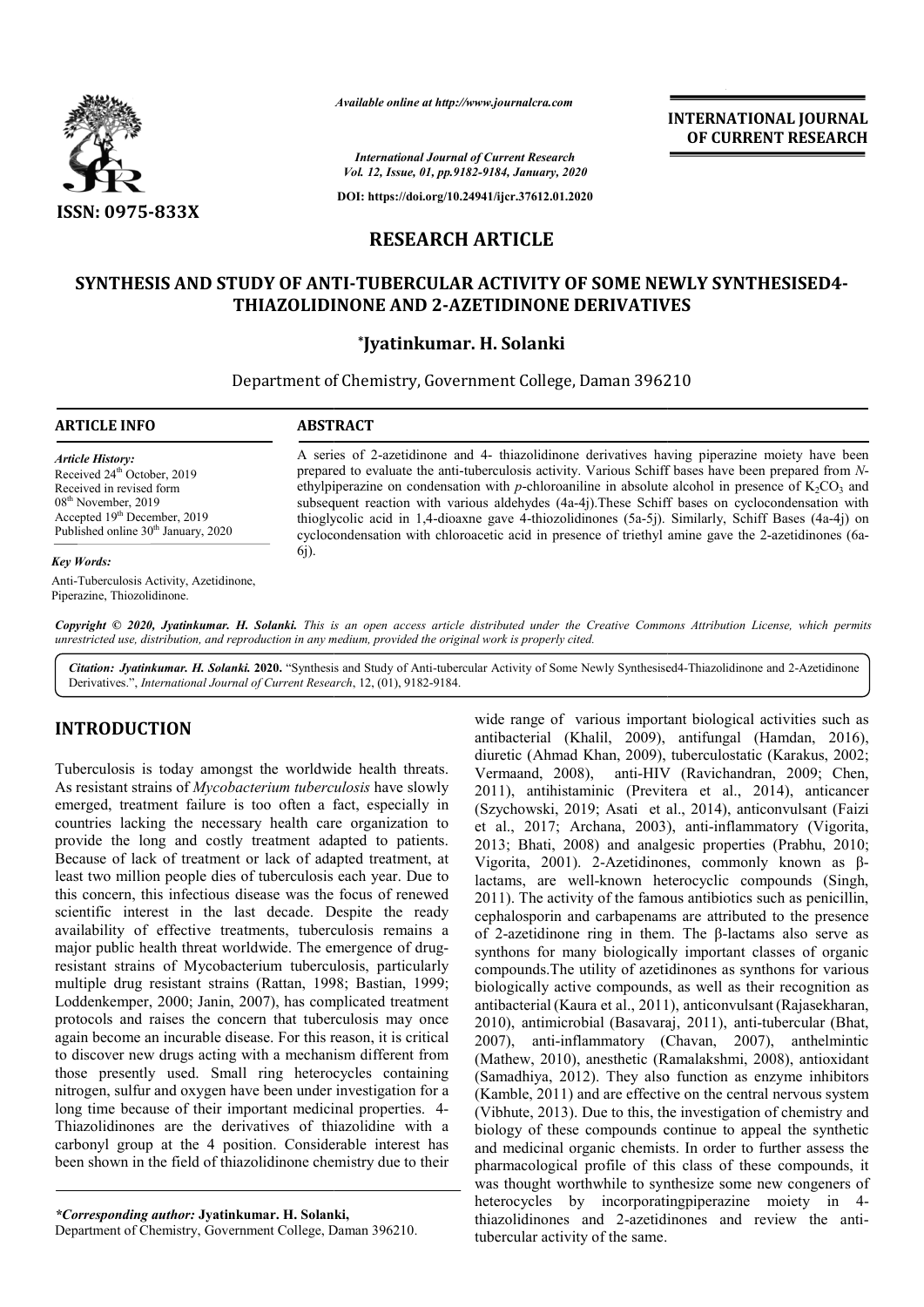ISSN: 0975-833X

*Available online at http://www.journalcra.com*

*International Journal of Current Research*
*Vol. 12, Issue, 01, pp.9182-9184, January, 2020*

**DOI: https://doi.org/10.24941/ijcr.37612.01.2020**

**INTERNATIONAL JOURNAL OF CURRENT RESEARCH**

## RESEARCH ARTICLE

# SYNTHESIS AND STUDY OF ANTI-TUBERCULAR ACTIVITY OF SOME NEWLY SYNTHESISED4-THIAZOLIDINONE AND 2-AZETIDINONE DERIVATIVES

**\*Jyatinkumar. H. Solanki**

Department of Chemistry, Government College, Daman 396210

**ARTICLE INFO**

*Article History:*
Received 24th October, 2019
Received in revised form
08th November, 2019
Accepted 19th December, 2019
Published online 30th January, 2020

*Key Words:*
Anti-Tuberculosis Activity, Azetidinone, Piperazine, Thiozolidinone.

**ABSTRACT**

A series of 2-azetidinone and 4- thiazolidinone derivatives having piperazine moiety have been prepared to evaluate the anti-tuberculosis activity. Various Schiff bases have been prepared from *N*-ethylpiperazine on condensation with *p*-chloroaniline in absolute alcohol in presence of $K_2CO_3$ and subsequent reaction with various aldehydes (4a-4j).These Schiff bases on cyclocondensation with thioglycolic acid in 1,4-dioaxne gave 4-thiozolidinones (5a-5j). Similarly, Schiff Bases (4a-4j) on cyclocondensation with chloroacetic acid in presence of triethyl amine gave the 2-azetidinones (6a-6j).

*Copyright © 2020, Jyatinkumar. H. Solanki. This is an open access article distributed under the Creative Commons Attribution License, which permits unrestricted use, distribution, and reproduction in any medium, provided the original work is properly cited.*

*Citation: Jyatinkumar. H. Solanki.* **2020.** "Synthesis and Study of Anti-tubercular Activity of Some Newly Synthesised4-Thiazolidinone and 2-Azetidinone Derivatives.", *International Journal of Current Research*, 12, (01), 9182-9184.

## INTRODUCTION

Tuberculosis is today amongst the worldwide health threats. As resistant strains of *Mycobacterium tuberculosis* have slowly emerged, treatment failure is too often a fact, especially in countries lacking the necessary health care organization to provide the long and costly treatment adapted to patients. Because of lack of treatment or lack of adapted treatment, at least two million people dies of tuberculosis each year. Due to this concern, this infectious disease was the focus of renewed scientific interest in the last decade. Despite the ready availability of effective treatments, tuberculosis remains a major public health threat worldwide. The emergence of drug-resistant strains of Mycobacterium tuberculosis, particularly multiple drug resistant strains (Rattan, 1998; Bastian, 1999; Loddenkemper, 2000; Janin, 2007), has complicated treatment protocols and raises the concern that tuberculosis may once again become an incurable disease. For this reason, it is critical to discover new drugs acting with a mechanism different from those presently used. Small ring heterocycles containing nitrogen, sulfur and oxygen have been under investigation for a long time because of their important medicinal properties. 4-Thiazolidinones are the derivatives of thiazolidine with a carbonyl group at the 4 position. Considerable interest has been shown in the field of thiazolidinone chemistry due to their wide range of various important biological activities such as antibacterial (Khalil, 2009), antifungal (Hamdan, 2016), diuretic (Ahmad Khan, 2009), tuberculostatic (Karakus, 2002; Vermaand, 2008), anti-HIV (Ravichandran, 2009; Chen, 2011), antihistaminic (Previtera et al., 2014), anticancer (Szychowski, 2019; Asati et al., 2014), anticonvulsant (Faizi et al., 2017; Archana, 2003), anti-inflammatory (Vigorita, 2013; Bhati, 2008) and analgesic properties (Prabhu, 2010; Vigorita, 2001). 2-Azetidinones, commonly known as β-lactams, are well-known heterocyclic compounds (Singh, 2011). The activity of the famous antibiotics such as penicillin, cephalosporin and carbapenams are attributed to the presence of 2-azetidinone ring in them. The β-lactams also serve as synthons for many biologically important classes of organic compounds.The utility of azetidinones as synthons for various biologically active compounds, as well as their recognition as antibacterial (Kaura et al., 2011), anticonvulsant (Rajasekharan, 2010), antimicrobial (Basavaraj, 2011), anti-tubercular (Bhat, 2007), anti-inflammatory (Chavan, 2007), anthelmintic (Mathew, 2010), anesthetic (Ramalakshmi, 2008), antioxidant (Samadhiya, 2012). They also function as enzyme inhibitors (Kamble, 2011) and are effective on the central nervous system (Vibhute, 2013). Due to this, the investigation of chemistry and biology of these compounds continue to appeal the synthetic and medicinal organic chemists. In order to further assess the pharmacological profile of this class of these compounds, it was thought worthwhile to synthesize some new congeners of heterocycles by incorporatingpiperazine moiety in 4-thiazolidinones and 2-azetidinones and review the anti-tubercular activity of the same.

*\*Corresponding author:* **Jyatinkumar. H. Solanki,**
Department of Chemistry, Government College, Daman 396210.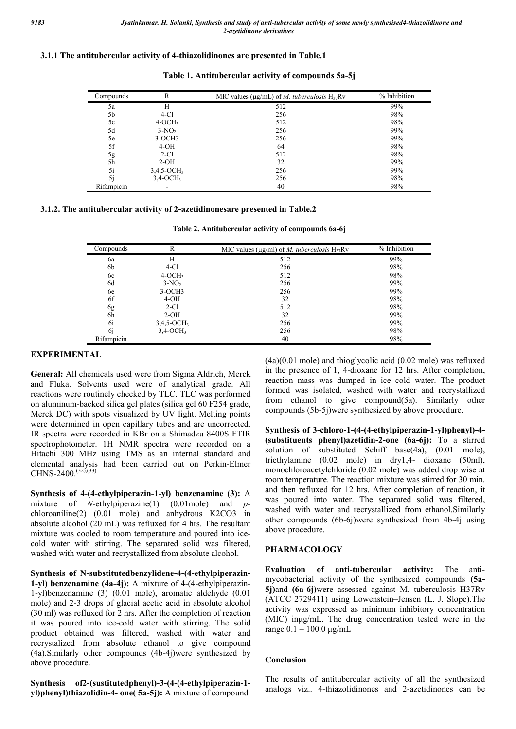### 3.1.1 The antitubercular activity of 4-thiazolidinones are presented in Table.1

**Table 1. Antitubercular activity of compounds 5a-5j**

| Compounds | R | MIC values (μg/mL) of *M. tuberculosis* $H_{37}Rv$ | % Inhibition |
|---|---|---|---|
| 5a | H | 512 | 99% |
| 5b | 4-Cl | 256 | 98% |
| 5c | 4-$OCH_3$ | 512 | 98% |
| 5d | 3-$NO_2$ | 256 | 99% |
| 5e | 3-OCH3 | 256 | 99% |
| 5f | 4-OH | 64 | 98% |
| 5g | 2-Cl | 512 | 98% |
| 5h | 2-OH | 32 | 99% |
| 5i | 3,4,5-$OCH_3$ | 256 | 99% |
| 5j | 3,4-$OCH_3$ | 256 | 98% |
| Rifampicin | - | 40 | 98% |

### 3.1.2. The antitubercular activity of 2-azetidinonesare presented in Table.2

**Table 2. Antitubercular activity of compounds 6a-6j**

| Compounds | R | MIC values (μg/ml) of *M. tuberculosis* $H_{37}Rv$ | % Inhibition |
|---|---|---|---|
| 6a | H | 512 | 99% |
| 6b | 4-Cl | 256 | 98% |
| 6c | 4-$OCH_3$ | 512 | 98% |
| 6d | 3-$NO_2$ | 256 | 99% |
| 6e | 3-OCH3 | 256 | 99% |
| 6f | 4-OH | 32 | 98% |
| 6g | 2-Cl | 512 | 98% |
| 6h | 2-OH | 32 | 99% |
| 6i | 3,4,5-$OCH_3$ | 256 | 99% |
| 6j | 3,4-$OCH_3$ | 256 | 98% |
| Rifampicin | | 40 | 98% |

## EXPERIMENTAL

**General:** All chemicals used were from Sigma Aldrich, Merck and Fluka. Solvents used were of analytical grade. All reactions were routinely checked by TLC. TLC was performed on aluminum-backed silica gel plates (silica gel 60 F254 grade, Merck DC) with spots visualized by UV light. Melting points were determined in open capillary tubes and are uncorrected. IR spectra were recorded in KBr on a Shimadzu 8400S FTIR spectrophotometer. 1H NMR spectra were recorded on a Hitachi 300 MHz using TMS as an internal standard and elemental analysis had been carried out on Perkin-Elmer CHNS-2400.[(32),(33)]

**Synthesis of 4-(4-ethylpiperazin-1-yl) benzenamine (3):** A mixture of *N*-ethylpiperazine(1) (0.01mole) and *p*-chloroaniline(2) (0.01 mole) and anhydrous K2CO3 in absolute alcohol (20 mL) was refluxed for 4 hrs. The resultant mixture was cooled to room temperature and poured into ice-cold water with stirring. The separated solid was filtered, washed with water and recrystallized from absolute alcohol.

**Synthesis of N-substitutedbenzylidene-4-(4-ethylpiperazin-1-yl) benzenamine (4a-4j):** A mixture of 4-(4-ethylpiperazin-1-yl)benzenamine (3) (0.01 mole), aromatic aldehyde (0.01 mole) and 2-3 drops of glacial acetic acid in absolute alcohol (30 ml) was refluxed for 2 hrs. After the completion of reaction it was poured into ice-cold water with stirring. The solid product obtained was filtered, washed with water and recrystallized from absolute ethanol to give compound (4a).Similarly other compounds (4b-4j)were synthesized by above procedure.

**Synthesis of2-(sustitutedphenyl)-3-(4-(4-ethylpiperazin-1-yl)phenyl)thiazolidin-4- one( 5a-5j):** A mixture of compound (4a)(0.01 mole) and thioglycolic acid (0.02 mole) was refluxed in the presence of 1, 4-dioxane for 12 hrs. After completion, reaction mass was dumped in ice cold water. The product formed was isolated, washed with water and recrystallized from ethanol to give compound(5a). Similarly other compounds (5b-5j)were synthesized by above procedure.

**Synthesis of 3-chloro-1-(4-(4-ethylpiperazin-1-yl)phenyl)-4-(substituents phenyl)azetidin-2-one (6a-6j):** To a stirred solution of substituted Schiff base(4a), (0.01 mole), triethylamine (0.02 mole) in dry1,4- dioxane (50ml), monochloroacetylchloride (0.02 mole) was added drop wise at room temperature. The reaction mixture was stirred for 30 min. and then refluxed for 12 hrs. After completion of reaction, it was poured into water. The separated solid was filtered, washed with water and recrystallized from ethanol.Similarly other compounds (6b-6j)were synthesized from 4b-4j using above procedure.

## PHARMACOLOGY

**Evaluation of anti-tubercular activity:** The anti-mycobacterial activity of the synthesized compounds **(5a-5j)**and **(6a-6j)**were assessed against M. tuberculosis H37Rv (ATCC 2729411) using Lowenstein–Jensen (L. J. Slope).The activity was expressed as minimum inhibitory concentration (MIC) inμg/mL. The drug concentration tested were in the range 0.1 – 100.0 μg/mL

## Conclusion

The results of antitubercular activity of all the synthesized analogs viz.. 4-thiazolidinones and 2-azetidinones can be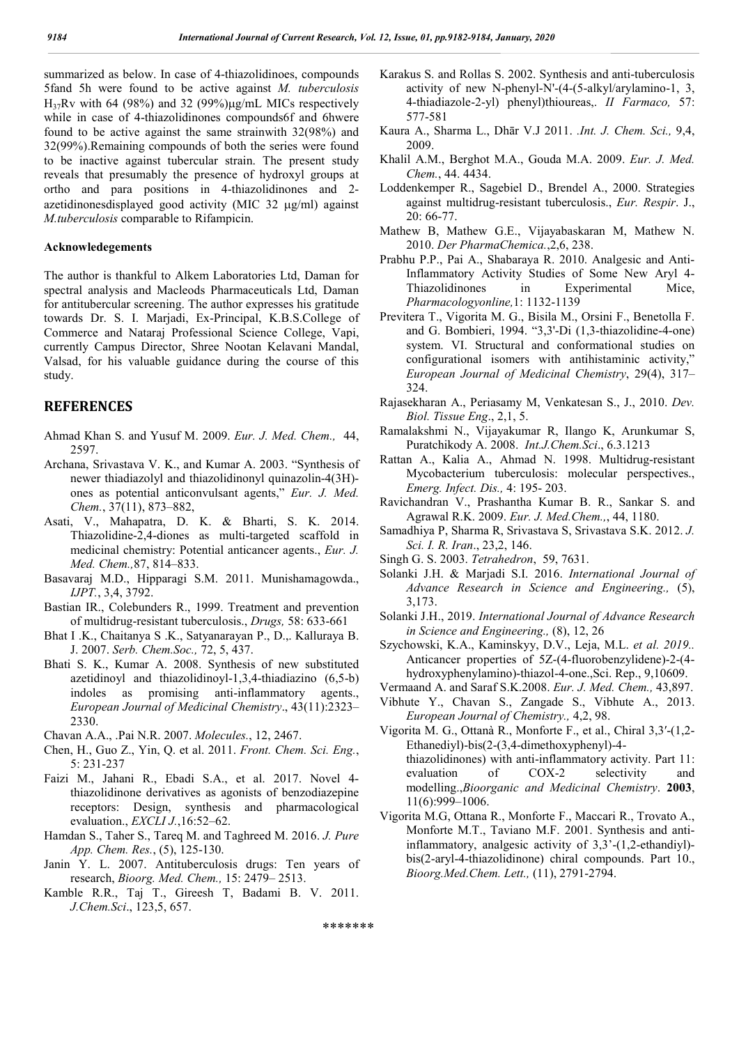summarized as below. In case of 4-thiazolidinoes, compounds 5fand 5h were found to be active against *M. tuberculosis* $H_{37}Rv$ with 64 (98%) and 32 (99%)μg/mL MICs respectively while in case of 4-thiazolidinones compounds6f and 6hwere found to be active against the same strainwith 32(98%) and 32(99%).Remaining compounds of both the series were found to be inactive against tubercular strain. The present study reveals that presumably the presence of hydroxyl groups at ortho and para positions in 4-thiazolidinones and 2-azetidinonesdisplayed good activity (MIC 32 μg/ml) against *M.tuberculosis* comparable to Rifampicin.

### Acknowledgements

The author is thankful to Alkem Laboratories Ltd, Daman for spectral analysis and Macleods Pharmaceuticals Ltd, Daman for antitubercular screening. The author expresses his gratitude towards Dr. S. I. Marjadi, Ex-Principal, K.B.S.College of Commerce and Nataraj Professional Science College, Vapi, currently Campus Director, Shree Nootan Kelavani Mandal, Valsad, for his valuable guidance during the course of this study.

## REFERENCES

Ahmad Khan S. and Yusuf M. 2009. *Eur. J. Med. Chem.,* 44, 2597.

Archana, Srivastava V. K., and Kumar A. 2003. "Synthesis of newer thiadiazolyl and thiazolidinonyl quinazolin-4(3H)-ones as potential anticonvulsant agents," *Eur. J. Med. Chem.*, 37(11), 873–882,

Asati, V., Mahapatra, D. K. & Bharti, S. K. 2014. Thiazolidine-2,4-diones as multi-targeted scaffold in medicinal chemistry: Potential anticancer agents., *Eur. J. Med. Chem.,*87, 814–833.

Basavaraj M.D., Hipparagi S.M. 2011. Munishamagowda., *IJPT.*, 3,4, 3792.

Bastian IR., Colebunders R., 1999. Treatment and prevention of multidrug-resistant tuberculosis., *Drugs,* 58: 633-661

Bhat I .K., Chaitanya S .K., Satyanarayan P., D.,. Kalluraya B. J. 2007. *Serb. Chem.Soc.,* 72, 5, 437.

Bhati S. K., Kumar A. 2008. Synthesis of new substituted azetidinoyl and thiazolidinoyl-1,3,4-thiadiazino (6,5-b) indoles as promising anti-inflammatory agents., *European Journal of Medicinal Chemistry*., 43(11):2323–2330.

Chavan A.A., .Pai N.R. 2007. *Molecules.*, 12, 2467.

Chen, H., Guo Z., Yin, Q. et al. 2011. *Front. Chem. Sci. Eng.*, 5: 231-237

Faizi M., Jahani R., Ebadi S.A., et al. 2017. Novel 4-thiazolidinone derivatives as agonists of benzodiazepine receptors: Design, synthesis and pharmacological evaluation., *EXCLI J.*,16:52–62.

Hamdan S., Taher S., Tareq M. and Taghreed M. 2016. *J. Pure App. Chem. Res.*, (5), 125-130.

Janin Y. L. 2007. Antituberculosis drugs: Ten years of research, *Bioorg. Med. Chem.,* 15: 2479– 2513.

Kamble R.R., Taj T., Gireesh T, Badami B. V. 2011. *J.Chem.Sci*., 123,5, 657.

Karakus S. and Rollas S. 2002. Synthesis and anti-tuberculosis activity of new N-phenyl-N'-(4-(5-alkyl/arylamino-1, 3, 4-thiadiazole-2-yl) phenyl)thioureas,. *Il Farmaco,* 57: 577-581

Kaura A., Sharma L., Dhār V.J 2011. *.Int. J. Chem. Sci.,* 9,4, 2009.

Khalil A.M., Berghot M.A., Gouda M.A. 2009. *Eur. J. Med. Chem.*, 44. 4434.

Loddenkemper R., Sagebiel D., Brendel A., 2000. Strategies against multidrug-resistant tuberculosis., *Eur. Respir*. J., 20: 66-77.

Mathew B, Mathew G.E., Vijayabaskaran M, Mathew N. 2010. *Der PharmaChemica.*,2,6, 238.

Prabhu P.P., Pai A., Shabaraya R. 2010. Analgesic and Anti-Inflammatory Activity Studies of Some New Aryl 4-Thiazolidinones in Experimental Mice, *Pharmacologyonline,*1: 1132-1139

Previtera T., Vigorita M. G., Bisila M., Orsini F., Benetolla F. and G. Bombieri, 1994. "3,3'-Di (1,3-thiazolidine-4-one) system. VI. Structural and conformational studies on configurational isomers with antihistaminic activity," *European Journal of Medicinal Chemistry*, 29(4), 317–324.

Rajasekharan A., Periasamy M, Venkatesan S., J., 2010. *Dev. Biol. Tissue Eng*., 2,1, 5.

Ramalakshmi N., Vijayakumar R, Ilango K, Arunkumar S, Puratchikody A. 2008. *Int.J.Chem.Sci*., 6.3.1213

Rattan A., Kalia A., Ahmad N. 1998. Multidrug-resistant Mycobacterium tuberculosis: molecular perspectives., *Emerg. Infect. Dis.,* 4: 195- 203.

Ravichandran V., Prashantha Kumar B. R., Sankar S. and Agrawal R.K. 2009. *Eur. J. Med.Chem.,*, 44, 1180.

Samadhiya P, Sharma R, Srivastava S, Srivastava S.K. 2012. *J. Sci. I. R. Iran*., 23,2, 146.

Singh G. S. 2003. *Tetrahedron*, 59, 7631.

Solanki J.H. & Marjadi S.I. 2016. *International Journal of Advance Research in Science and Engineering.,* (5), 3,173.

Solanki J.H., 2019. *International Journal of Advance Research in Science and Engineering.,* (8), 12, 26

Szychowski, K.A., Kaminskyy, D.V., Leja, M.L. *et al. 2019..* Anticancer properties of 5Z-(4-fluorobenzylidene)-2-(4-hydroxyphenylamino)-thiazol-4-one.,Sci. Rep., 9,10609.

Vermaand A. and Saraf S.K.2008. *Eur. J. Med. Chem.,* 43,897.

Vibhute Y., Chavan S., Zangade S., Vibhute A., 2013. *European Journal of Chemistry.,* 4,2, 98.

Vigorita M. G., Ottanà R., Monforte F., et al., Chiral 3,3′-(1,2-Ethanediyl)-bis(2-(3,4-dimethoxyphenyl)-4-thiazolidinones) with anti-inflammatory activity. Part 11: evaluation of COX-2 selectivity and modelling.,*Bioorganic and Medicinal Chemistry*. **2003**, 11(6):999–1006.

Vigorita M.G, Ottana R., Monforte F., Maccari R., Trovato A., Monforte M.T., Taviano M.F. 2001. Synthesis and anti-inflammatory, analgesic activity of 3,3'-(1,2-ethandiyl)-bis(2-aryl-4-thiazolidinone) chiral compounds. Part 10., *Bioorg.Med.Chem. Lett.,* (11), 2791-2794.

\*\*\*\*\*\*\*